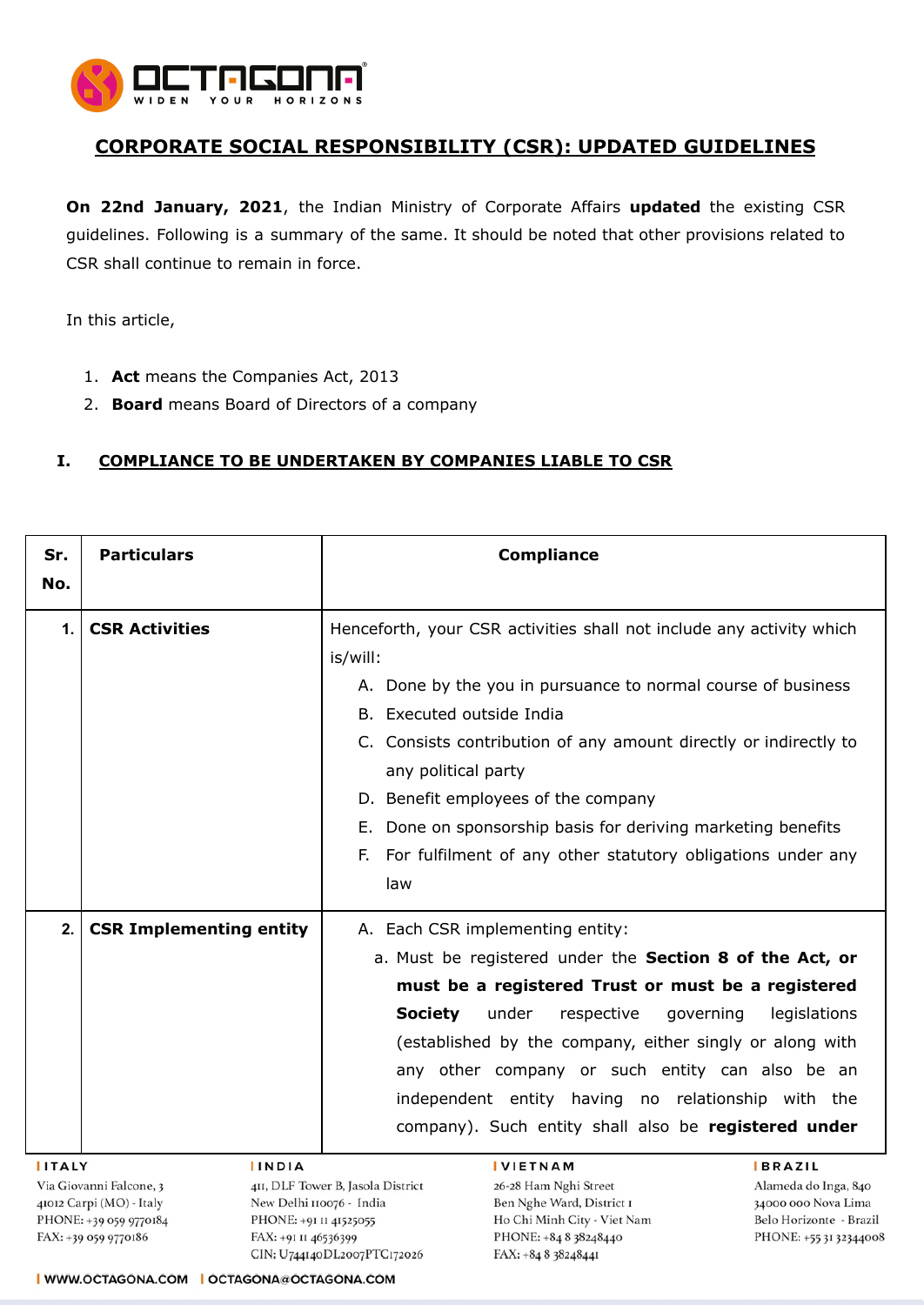## CORPORATE SOCIAL RESPONSIBILITY (CSR): UPDATED GUIDELINES

**On 22nd January, 2021**, the Indian Ministry of Corporate Affairs **updated** the existing CSR guidelines. Following is a summary of the same. It should be noted that other provisions related to CSR shall continue to remain in force.

In this article,

1. **Act** means the Companies Act, 2013
2. **Board** means Board of Directors of a company

### I. COMPLIANCE TO BE UNDERTAKEN BY COMPANIES LIABLE TO CSR

| Sr. No. | Particulars | Compliance |
|---|---|---|
| 1. | **CSR Activities** | Henceforth, your CSR activities shall not include any activity which is/will:<br>A. Done by the you in pursuance to normal course of business<br>B. Executed outside India<br>C. Consists contribution of any amount directly or indirectly to any political party<br>D. Benefit employees of the company<br>E. Done on sponsorship basis for deriving marketing benefits<br>F. For fulfilment of any other statutory obligations under any law |
| 2. | **CSR Implementing entity** | A. Each CSR implementing entity:<br>a. Must be registered under the **Section 8 of the Act, or must be a registered Trust or must be a registered Society** under respective governing legislations (established by the company, either singly or along with any other company or such entity can also be an independent entity having no relationship with the company). Such entity shall also be **registered under** |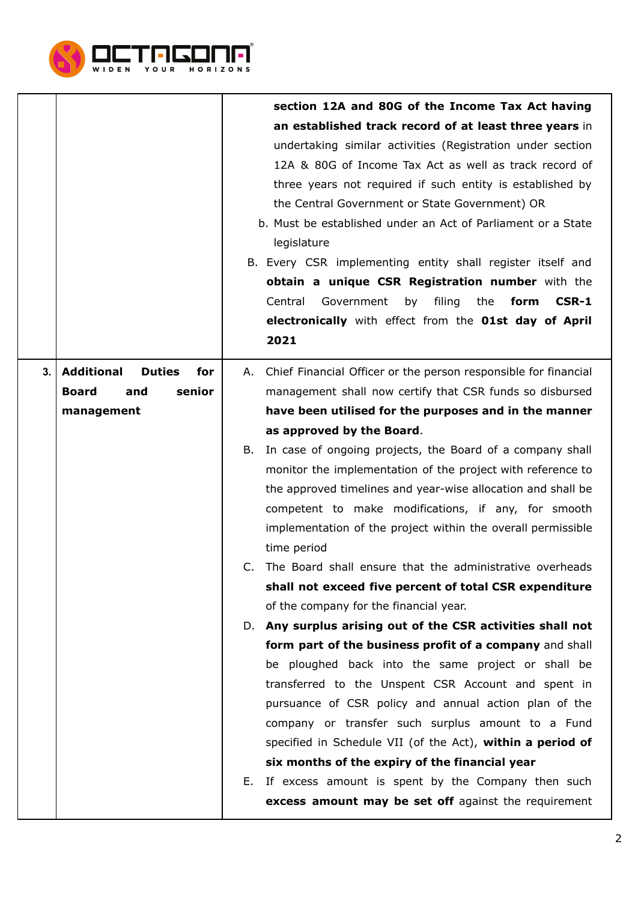| | | |
|---|---|---|
| | | **section 12A and 80G of the Income Tax Act having an established track record of at least three years** in undertaking similar activities (Registration under section 12A & 80G of Income Tax Act as well as track record of three years not required if such entity is established by the Central Government or State Government) OR<br>b. Must be established under an Act of Parliament or a State legislature<br>B. Every CSR implementing entity shall register itself and **obtain a unique CSR Registration number** with the Central Government by filing the **form CSR-1 electronically** with effect from the **01st day of April 2021** |
| 3. | **Additional Duties for Board and senior management** | A. Chief Financial Officer or the person responsible for financial management shall now certify that CSR funds so disbursed **have been utilised for the purposes and in the manner as approved by the Board**.<br>B. In case of ongoing projects, the Board of a company shall monitor the implementation of the project with reference to the approved timelines and year-wise allocation and shall be competent to make modifications, if any, for smooth implementation of the project within the overall permissible time period<br>C. The Board shall ensure that the administrative overheads **shall not exceed five percent of total CSR expenditure** of the company for the financial year.<br>D. **Any surplus arising out of the CSR activities shall not form part of the business profit of a company** and shall be ploughed back into the same project or shall be transferred to the Unspent CSR Account and spent in pursuance of CSR policy and annual action plan of the company or transfer such surplus amount to a Fund specified in Schedule VII (of the Act), **within a period of six months of the expiry of the financial year**<br>E. If excess amount is spent by the Company then such **excess amount may be set off** against the requirement |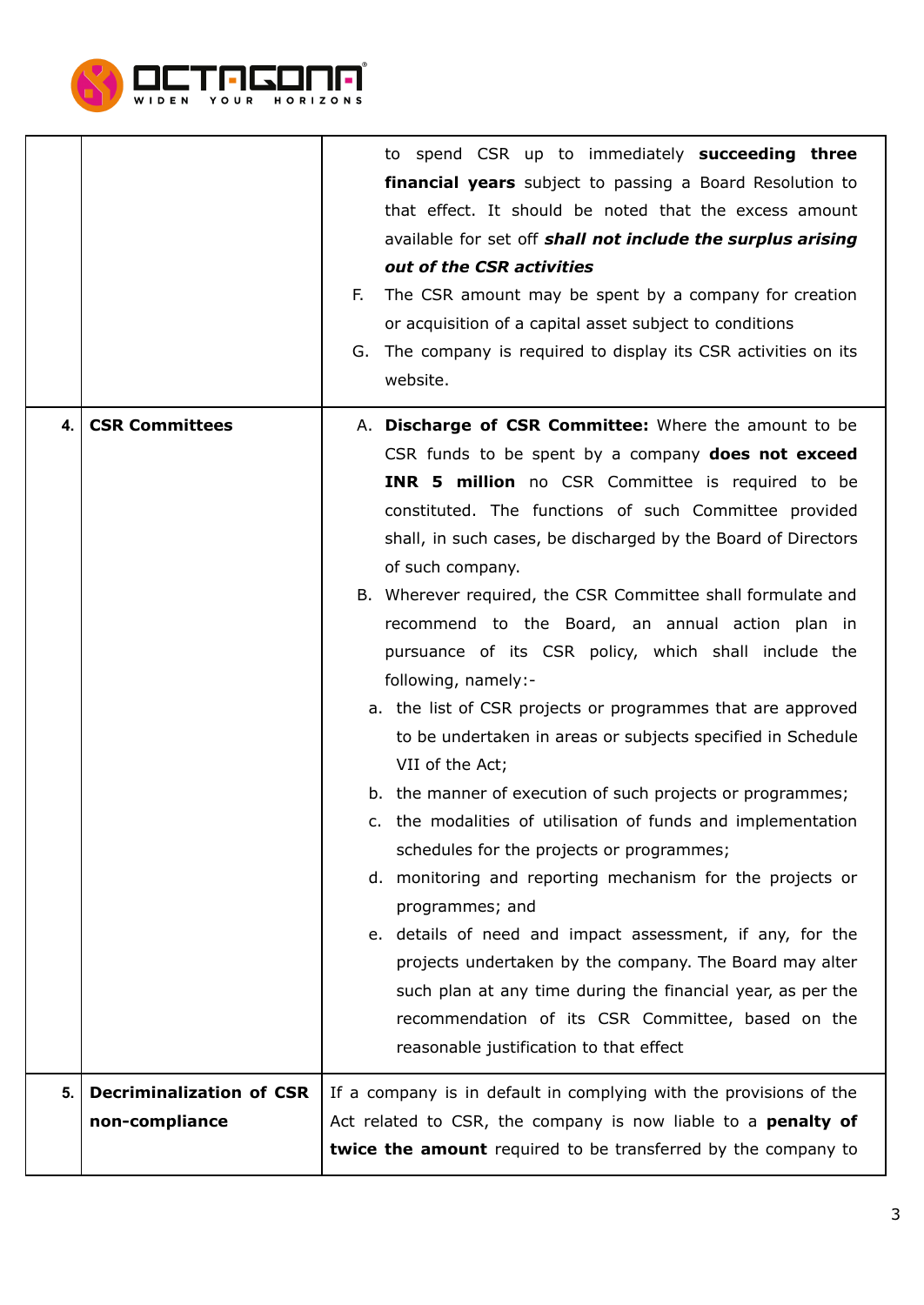| | | |
|---|---|---|
| | | to spend CSR up to immediately **succeeding three financial years** subject to passing a Board Resolution to that effect. It should be noted that the excess amount available for set off ***shall not include the surplus arising out of the CSR activities***<br>F. The CSR amount may be spent by a company for creation or acquisition of a capital asset subject to conditions<br>G. The company is required to display its CSR activities on its website. |
| **4.** | **CSR Committees** | A. **Discharge of CSR Committee:** Where the amount to be CSR funds to be spent by a company **does not exceed INR 5 million** no CSR Committee is required to be constituted. The functions of such Committee provided shall, in such cases, be discharged by the Board of Directors of such company.<br>B. Wherever required, the CSR Committee shall formulate and recommend to the Board, an annual action plan in pursuance of its CSR policy, which shall include the following, namely:-<br>a. the list of CSR projects or programmes that are approved to be undertaken in areas or subjects specified in Schedule VII of the Act;<br>b. the manner of execution of such projects or programmes;<br>c. the modalities of utilisation of funds and implementation schedules for the projects or programmes;<br>d. monitoring and reporting mechanism for the projects or programmes; and<br>e. details of need and impact assessment, if any, for the projects undertaken by the company. The Board may alter such plan at any time during the financial year, as per the recommendation of its CSR Committee, based on the reasonable justification to that effect |
| **5.** | **Decriminalization of CSR non-compliance** | If a company is in default in complying with the provisions of the Act related to CSR, the company is now liable to a **penalty of twice the amount** required to be transferred by the company to |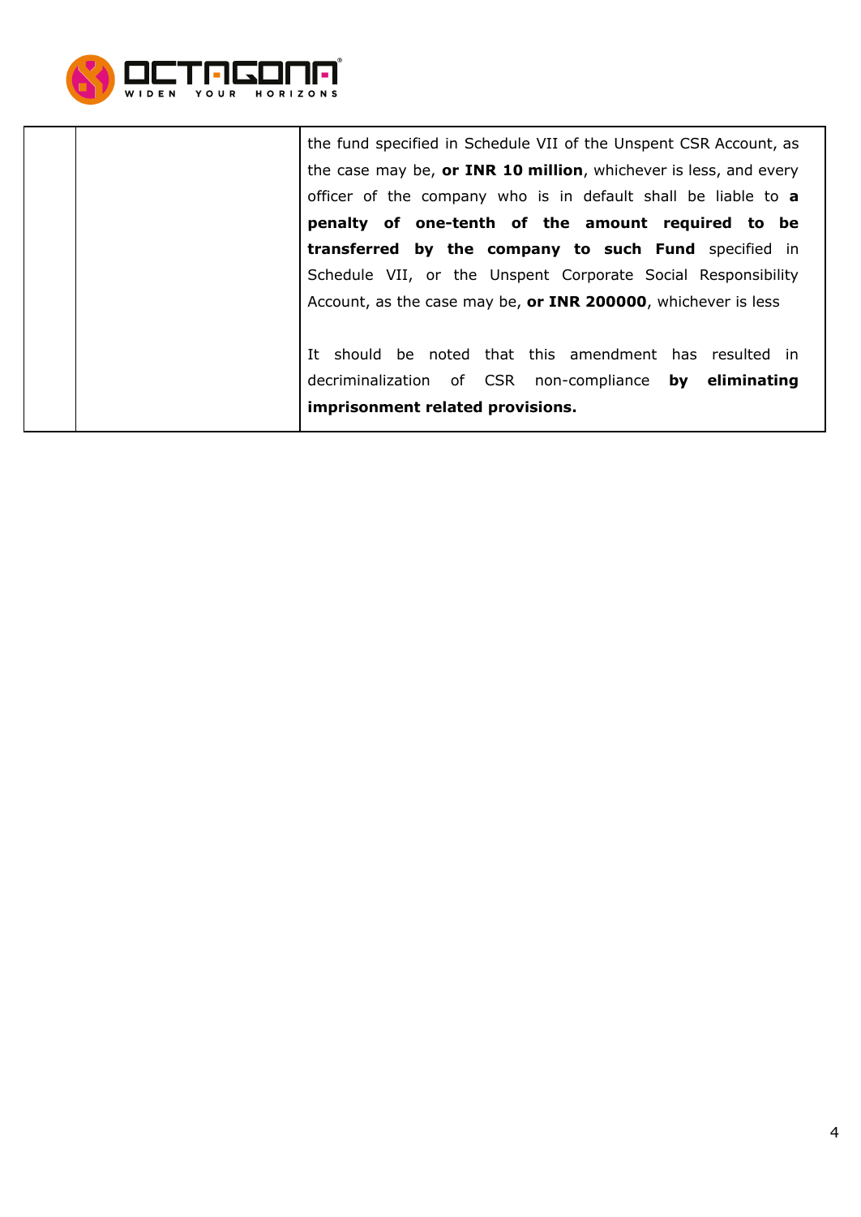|  |  |  |
|---|---|---|
|  |  | the fund specified in Schedule VII of the Unspent CSR Account, as the case may be, **or INR 10 million**, whichever is less, and every officer of the company who is in default shall be liable to **a penalty of one-tenth of the amount required to be transferred by the company to such Fund** specified in Schedule VII, or the Unspent Corporate Social Responsibility Account, as the case may be, **or INR 200000**, whichever is less<br><br>It should be noted that this amendment has resulted in decriminalization of CSR non-compliance **by eliminating imprisonment related provisions.** |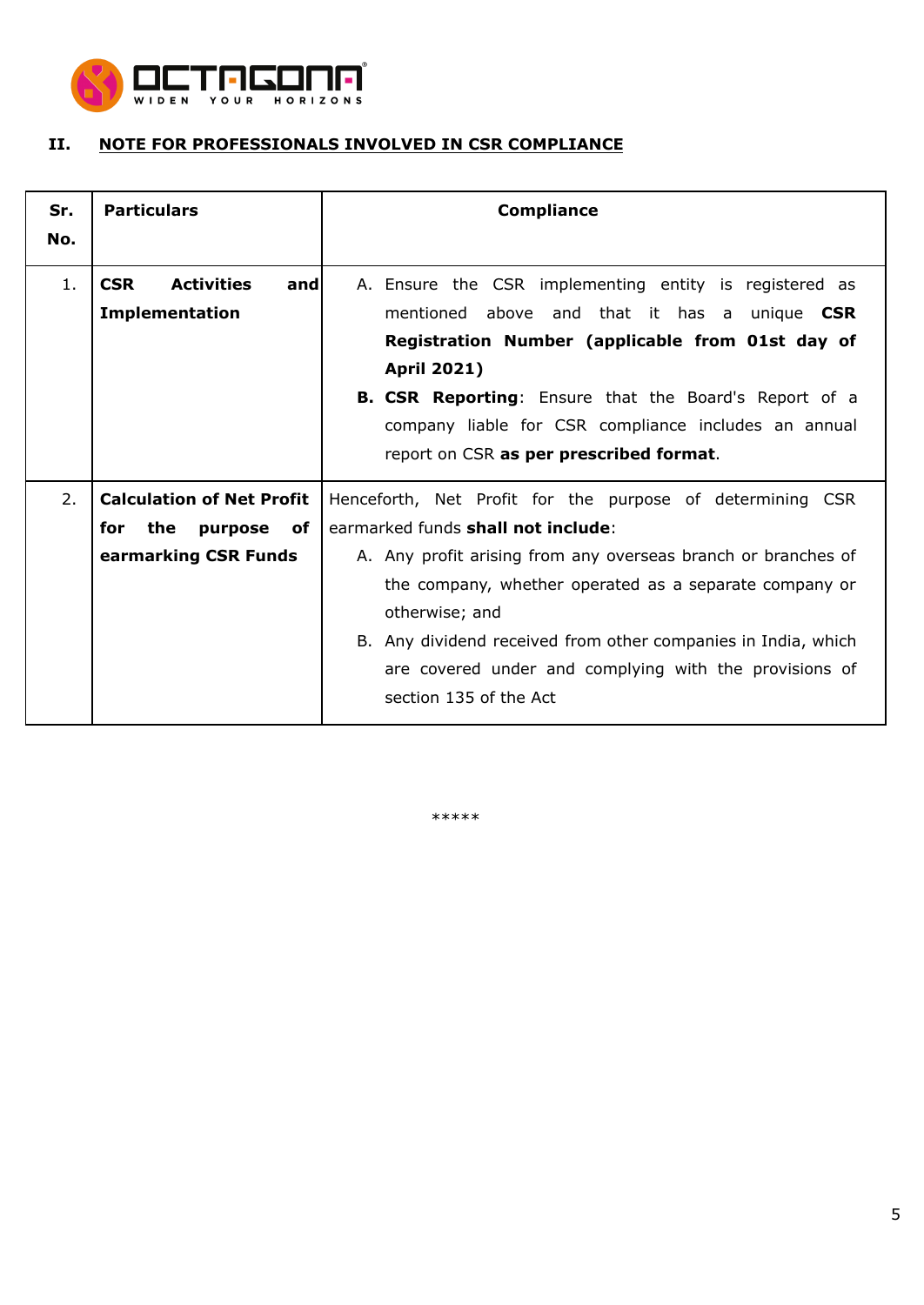## II. NOTE FOR PROFESSIONALS INVOLVED IN CSR COMPLIANCE

| Sr. No. | Particulars | Compliance |
|---|---|---|
| 1. | **CSR Activities and Implementation** | A. Ensure the CSR implementing entity is registered as mentioned above and that it has a unique **CSR Registration Number (applicable from 01st day of April 2021)**<br>**B. CSR Reporting**: Ensure that the Board's Report of a company liable for CSR compliance includes an annual report on CSR **as per prescribed format**. |
| 2. | **Calculation of Net Profit for the purpose of earmarking CSR Funds** | Henceforth, Net Profit for the purpose of determining CSR earmarked funds **shall not include**:<br>A. Any profit arising from any overseas branch or branches of the company, whether operated as a separate company or otherwise; and<br>B. Any dividend received from other companies in India, which are covered under and complying with the provisions of section 135 of the Act |

*****